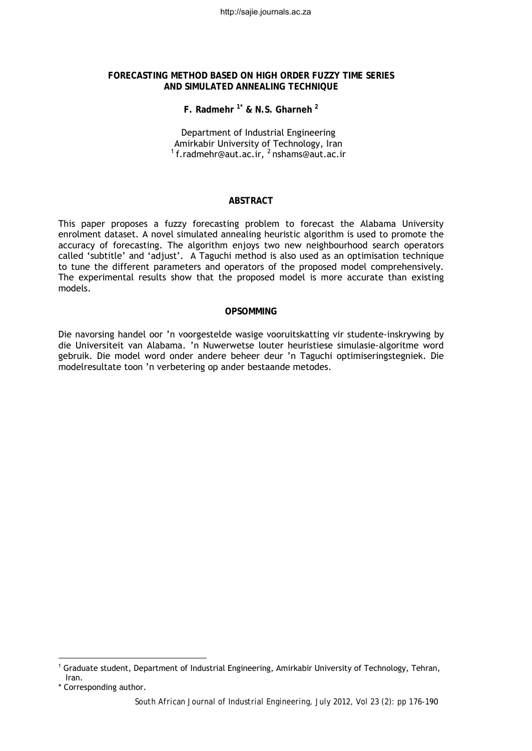# FORECASTING METHOD BASED ON HIGH ORDER FUZZY TIME SERIES AND SIMULATED ANNEALING TECHNIQUE

**F. Radmehr [1*] & N.S. Gharneh [2]**

Department of Industrial Engineering
Amirkabir University of Technology, Iran
[1] f.radmehr@aut.ac.ir, [2] nshams@aut.ac.ir

## ABSTRACT

This paper proposes a fuzzy forecasting problem to forecast the Alabama University enrolment dataset. A novel simulated annealing heuristic algorithm is used to promote the accuracy of forecasting. The algorithm enjoys two new neighbourhood search operators called 'subtitle' and 'adjust'. A Taguchi method is also used as an optimisation technique to tune the different parameters and operators of the proposed model comprehensively. The experimental results show that the proposed model is more accurate than existing models.

## OPSOMMING

Die navorsing handel oor 'n voorgestelde wasige vooruitskatting vir studente-inskrywing by die Universiteit van Alabama. 'n Nuwerwetse louter heuristiese simulasie-algoritme word gebruik. Die model word onder andere beheer deur 'n Taguchi optimiseringstegniek. Die modelresultate toon 'n verbetering op ander bestaande metodes.

---

[1] Graduate student, Department of Industrial Engineering, Amirkabir University of Technology, Tehran, Iran.

\* Corresponding author.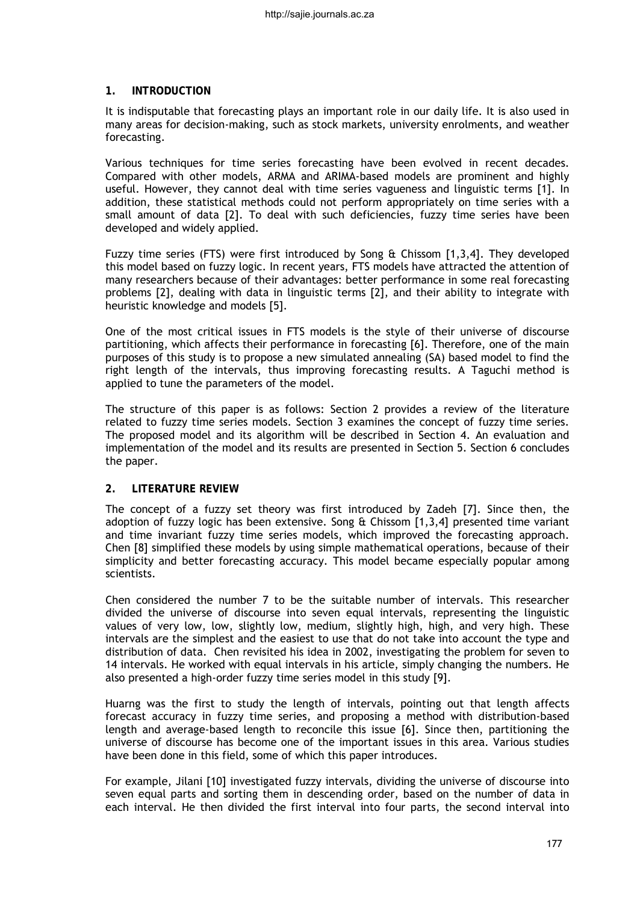## 1. INTRODUCTION

It is indisputable that forecasting plays an important role in our daily life. It is also used in many areas for decision-making, such as stock markets, university enrolments, and weather forecasting.

Various techniques for time series forecasting have been evolved in recent decades. Compared with other models, ARMA and ARIMA-based models are prominent and highly useful. However, they cannot deal with time series vagueness and linguistic terms [1]. In addition, these statistical methods could not perform appropriately on time series with a small amount of data [2]. To deal with such deficiencies, fuzzy time series have been developed and widely applied.

Fuzzy time series (FTS) were first introduced by Song & Chissom [1,3,4]. They developed this model based on fuzzy logic. In recent years, FTS models have attracted the attention of many researchers because of their advantages: better performance in some real forecasting problems [2], dealing with data in linguistic terms [2], and their ability to integrate with heuristic knowledge and models [5].

One of the most critical issues in FTS models is the style of their universe of discourse partitioning, which affects their performance in forecasting [6]. Therefore, one of the main purposes of this study is to propose a new simulated annealing (SA) based model to find the right length of the intervals, thus improving forecasting results. A Taguchi method is applied to tune the parameters of the model.

The structure of this paper is as follows: Section 2 provides a review of the literature related to fuzzy time series models. Section 3 examines the concept of fuzzy time series. The proposed model and its algorithm will be described in Section 4. An evaluation and implementation of the model and its results are presented in Section 5. Section 6 concludes the paper.

## 2. LITERATURE REVIEW

The concept of a fuzzy set theory was first introduced by Zadeh [7]. Since then, the adoption of fuzzy logic has been extensive. Song & Chissom [1,3,4] presented time variant and time invariant fuzzy time series models, which improved the forecasting approach. Chen [8] simplified these models by using simple mathematical operations, because of their simplicity and better forecasting accuracy. This model became especially popular among scientists.

Chen considered the number 7 to be the suitable number of intervals. This researcher divided the universe of discourse into seven equal intervals, representing the linguistic values of very low, low, slightly low, medium, slightly high, high, and very high. These intervals are the simplest and the easiest to use that do not take into account the type and distribution of data. Chen revisited his idea in 2002, investigating the problem for seven to 14 intervals. He worked with equal intervals in his article, simply changing the numbers. He also presented a high-order fuzzy time series model in this study [9].

Huarng was the first to study the length of intervals, pointing out that length affects forecast accuracy in fuzzy time series, and proposing a method with distribution-based length and average-based length to reconcile this issue [6]. Since then, partitioning the universe of discourse has become one of the important issues in this area. Various studies have been done in this field, some of which this paper introduces.

For example, Jilani [10] investigated fuzzy intervals, dividing the universe of discourse into seven equal parts and sorting them in descending order, based on the number of data in each interval. He then divided the first interval into four parts, the second interval into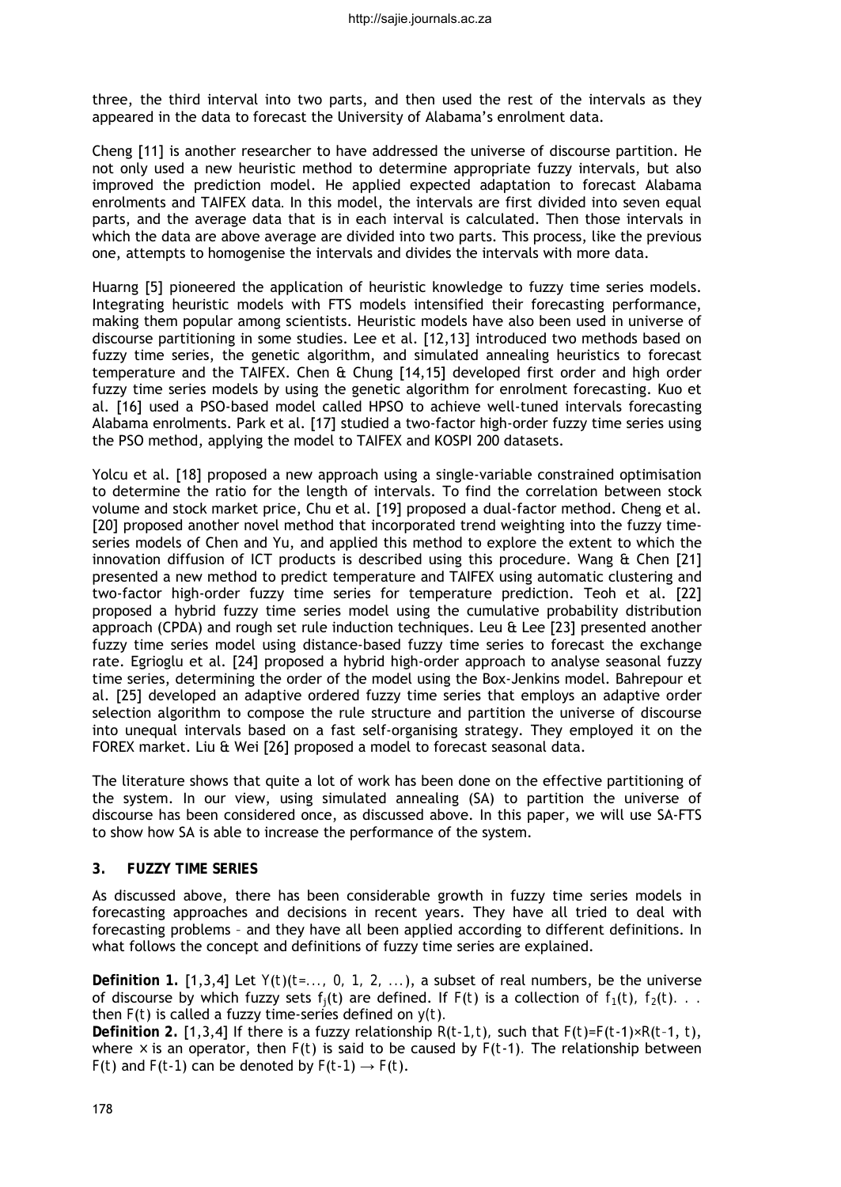three, the third interval into two parts, and then used the rest of the intervals as they appeared in the data to forecast the University of Alabama's enrolment data.

Cheng [11] is another researcher to have addressed the universe of discourse partition. He not only used a new heuristic method to determine appropriate fuzzy intervals, but also improved the prediction model. He applied expected adaptation to forecast Alabama enrolments and TAIFEX data. In this model, the intervals are first divided into seven equal parts, and the average data that is in each interval is calculated. Then those intervals in which the data are above average are divided into two parts. This process, like the previous one, attempts to homogenise the intervals and divides the intervals with more data.

Huarng [5] pioneered the application of heuristic knowledge to fuzzy time series models. Integrating heuristic models with FTS models intensified their forecasting performance, making them popular among scientists. Heuristic models have also been used in universe of discourse partitioning in some studies. Lee et al. [12,13] introduced two methods based on fuzzy time series, the genetic algorithm, and simulated annealing heuristics to forecast temperature and the TAIFEX. Chen & Chung [14,15] developed first order and high order fuzzy time series models by using the genetic algorithm for enrolment forecasting. Kuo et al. [16] used a PSO-based model called HPSO to achieve well-tuned intervals forecasting Alabama enrolments. Park et al. [17] studied a two-factor high-order fuzzy time series using the PSO method, applying the model to TAIFEX and KOSPI 200 datasets.

Yolcu et al. [18] proposed a new approach using a single-variable constrained optimisation to determine the ratio for the length of intervals. To find the correlation between stock volume and stock market price, Chu et al. [19] proposed a dual-factor method. Cheng et al. [20] proposed another novel method that incorporated trend weighting into the fuzzy time-series models of Chen and Yu, and applied this method to explore the extent to which the innovation diffusion of ICT products is described using this procedure. Wang & Chen [21] presented a new method to predict temperature and TAIFEX using automatic clustering and two-factor high-order fuzzy time series for temperature prediction. Teoh et al. [22] proposed a hybrid fuzzy time series model using the cumulative probability distribution approach (CPDA) and rough set rule induction techniques. Leu & Lee [23] presented another fuzzy time series model using distance-based fuzzy time series to forecast the exchange rate. Egrioglu et al. [24] proposed a hybrid high-order approach to analyse seasonal fuzzy time series, determining the order of the model using the Box-Jenkins model. Bahrepour et al. [25] developed an adaptive ordered fuzzy time series that employs an adaptive order selection algorithm to compose the rule structure and partition the universe of discourse into unequal intervals based on a fast self-organising strategy. They employed it on the FOREX market. Liu & Wei [26] proposed a model to forecast seasonal data.

The literature shows that quite a lot of work has been done on the effective partitioning of the system. In our view, using simulated annealing (SA) to partition the universe of discourse has been considered once, as discussed above. In this paper, we will use SA-FTS to show how SA is able to increase the performance of the system.

## 3. FUZZY TIME SERIES

As discussed above, there has been considerable growth in fuzzy time series models in forecasting approaches and decisions in recent years. They have all tried to deal with forecasting problems – and they have all been applied according to different definitions. In what follows the concept and definitions of fuzzy time series are explained.

**Definition 1.** [1,3,4] Let $Y(t)(t=..., 0, 1, 2, ...)$, a subset of real numbers, be the universe of discourse by which fuzzy sets $f_j(t)$ are defined. If $F(t)$ is a collection of $f_1(t)$, $f_2(t)$. . . then $F(t)$ is called a fuzzy time-series defined on $y(t)$.

**Definition 2.** [1,3,4] If there is a fuzzy relationship $R(t-1,t)$, such that $F(t)=F(t-1)\times R(t-1, t)$, where $\times$ is an operator, then $F(t)$ is said to be caused by $F(t-1)$. The relationship between $F(t)$ and $F(t-1)$ can be denoted by $F(t-1) \rightarrow F(t)$.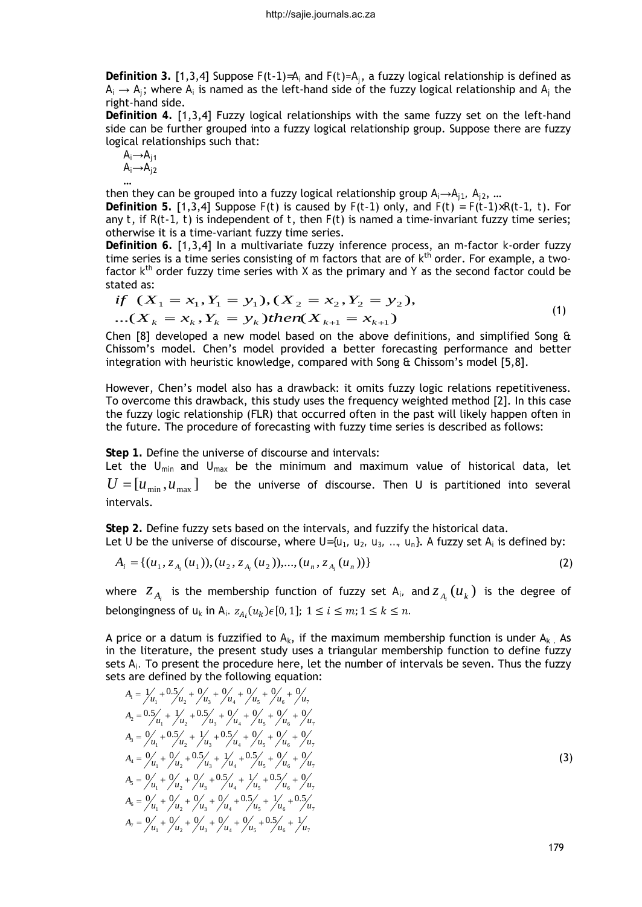**Definition 3.** [1,3,4] Suppose $F(t-1)=A_i$ and $F(t)=A_j$, a fuzzy logical relationship is defined as $A_i \rightarrow A_j$; where $A_i$ is named as the left-hand side of the fuzzy logical relationship and $A_j$ the right-hand side.

**Definition 4.** [1,3,4] Fuzzy logical relationships with the same fuzzy set on the left-hand side can be further grouped into a fuzzy logical relationship group. Suppose there are fuzzy logical relationships such that:

$A_i \rightarrow A_{j1}$
$A_i \rightarrow A_{j2}$
…

then they can be grouped into a fuzzy logical relationship group $A_i \rightarrow A_{j1}, A_{j2}, \ldots$

**Definition 5.** [1,3,4] Suppose $F(t)$ is caused by $F(t-1)$ only, and $F(t) = F(t-1) \times R(t-1, t)$. For any $t$, if $R(t-1, t)$ is independent of $t$, then $F(t)$ is named a time-invariant fuzzy time series; otherwise it is a time-variant fuzzy time series.

**Definition 6.** [1,3,4] In a multivariate fuzzy inference process, an $m$-factor $k$-order fuzzy time series is a time series consisting of $m$ factors that are of $k^{th}$ order. For example, a two-factor $k^{th}$ order fuzzy time series with X as the primary and Y as the second factor could be stated as:

$$\begin{aligned} &if \ \ (X_1 = x_1, Y_1 = y_1), (X_2 = x_2, Y_2 = y_2), \\ &\ldots (X_k = x_k, Y_k = y_k) then (X_{k+1} = x_{k+1}) \end{aligned} \tag{1}$$

Chen [8] developed a new model based on the above definitions, and simplified Song & Chissom's model. Chen's model provided a better forecasting performance and better integration with heuristic knowledge, compared with Song & Chissom's model [5,8].

However, Chen's model also has a drawback: it omits fuzzy logic relations repetitiveness. To overcome this drawback, this study uses the frequency weighted method [2]. In this case the fuzzy logic relationship (FLR) that occurred often in the past will likely happen often in the future. The procedure of forecasting with fuzzy time series is described as follows:

**Step 1.** Define the universe of discourse and intervals:
Let the $U_{min}$ and $U_{max}$ be the minimum and maximum value of historical data, let $U = [u_{\min}, u_{\max}]$ be the universe of discourse. Then U is partitioned into several intervals.

**Step 2.** Define fuzzy sets based on the intervals, and fuzzify the historical data.
Let U be the universe of discourse, where $U=\{u_1, u_2, u_3, \ldots, u_n\}$. A fuzzy set $A_i$ is defined by:

$$A_i = \{(u_1, z_{A_i}(u_1)), (u_2, z_{A_i}(u_2)), \ldots, (u_n, z_{A_i}(u_n))\} \tag{2}$$

where $z_{A_i}$ is the membership function of fuzzy set $A_i$, and $z_{A_i}(u_k)$ is the degree of belongingness of $u_k$ in $A_i$. $z_{A_i}(u_k) \epsilon [0,1]$; $1 \leq i \leq m; 1 \leq k \leq n$.

A price or a datum is fuzzified to $A_k$, if the maximum membership function is under $A_k$. As in the literature, the present study uses a triangular membership function to define fuzzy sets $A_i$. To present the procedure here, let the number of intervals be seven. Thus the fuzzy sets are defined by the following equation:

$$\begin{aligned}
A_1 &= 1/u_1 + 0.5/u_2 + 0/u_3 + 0/u_4 + 0/u_5 + 0/u_6 + 0/u_7 \\
A_2 &= 0.5/u_1 + 1/u_2 + 0.5/u_3 + 0/u_4 + 0/u_5 + 0/u_6 + 0/u_7 \\
A_3 &= 0/u_1 + 0.5/u_2 + 1/u_3 + 0.5/u_4 + 0/u_5 + 0/u_6 + 0/u_7 \\
A_4 &= 0/u_1 + 0/u_2 + 0.5/u_3 + 1/u_4 + 0.5/u_5 + 0/u_6 + 0/u_7 \\
A_5 &= 0/u_1 + 0/u_2 + 0/u_3 + 0.5/u_4 + 1/u_5 + 0.5/u_6 + 0/u_7 \\
A_6 &= 0/u_1 + 0/u_2 + 0/u_3 + 0/u_4 + 0.5/u_5 + 1/u_6 + 0.5/u_7 \\
A_7 &= 0/u_1 + 0/u_2 + 0/u_3 + 0/u_4 + 0/u_5 + 0.5/u_6 + 1/u_7
\end{aligned} \tag{3}$$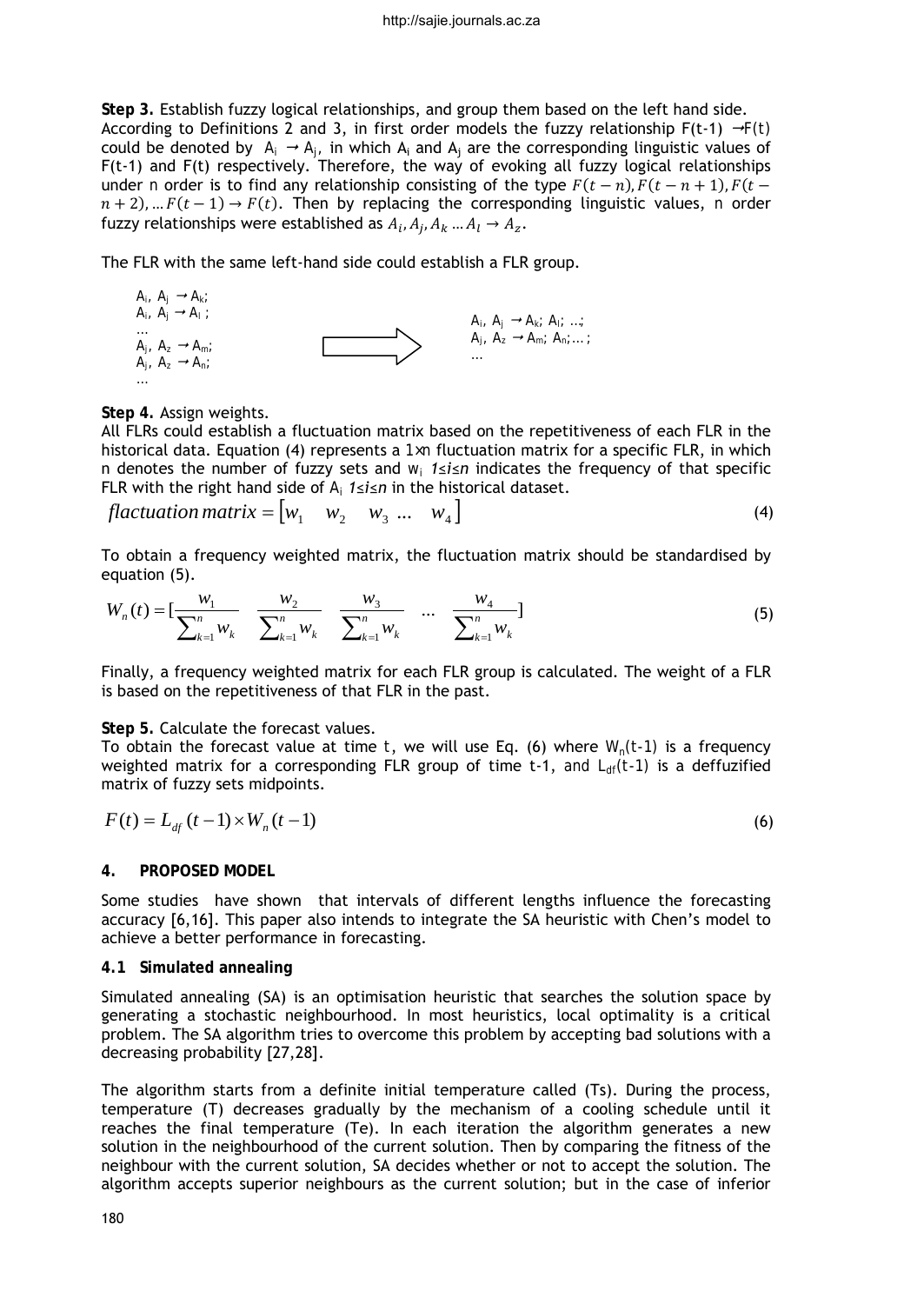**Step 3.** Establish fuzzy logical relationships, and group them based on the left hand side. According to Definitions 2 and 3, in first order models the fuzzy relationship F(t-1) →F(t) could be denoted by $A_i \rightarrow A_j$, in which $A_i$ and $A_j$ are the corresponding linguistic values of F(t-1) and F(t) respectively. Therefore, the way of evoking all fuzzy logical relationships under n order is to find any relationship consisting of the type $F(t-n), F(t-n+1), F(t-n+2), \dots F(t-1) \rightarrow F(t)$. Then by replacing the corresponding linguistic values, n order fuzzy relationships were established as $A_i, A_j, A_k \dots A_l \rightarrow A_z$.

The FLR with the same left-hand side could establish a FLR group.

$A_i, A_j \rightarrow A_k$;
$A_i, A_j \rightarrow A_l$;
…
$A_j, A_z \rightarrow A_m$;
$A_j, A_z \rightarrow A_n$;
…

⇒

$A_i, A_j \rightarrow A_k; A_l; \dots$;
$A_j, A_z \rightarrow A_m; A_n; \dots$;
…

**Step 4.** Assign weights.
All FLRs could establish a fluctuation matrix based on the repetitiveness of each FLR in the historical data. Equation (4) represents a 1×n fluctuation matrix for a specific FLR, in which n denotes the number of fuzzy sets and $w_i$ $1 \le i \le n$ indicates the frequency of that specific FLR with the right hand side of $A_i$ $1 \le i \le n$ in the historical dataset.

$$flactuation\, matrix = \begin{bmatrix} w_1 & w_2 & w_3 & \dots & w_4 \end{bmatrix} \tag{4}$$

To obtain a frequency weighted matrix, the fluctuation matrix should be standardised by equation (5).

$$W_n(t) = \left[ \frac{w_1}{\sum_{k=1}^{n} w_k} \quad \frac{w_2}{\sum_{k=1}^{n} w_k} \quad \frac{w_3}{\sum_{k=1}^{n} w_k} \quad \dots \quad \frac{w_4}{\sum_{k=1}^{n} w_k} \right] \tag{5}$$

Finally, a frequency weighted matrix for each FLR group is calculated. The weight of a FLR is based on the repetitiveness of that FLR in the past.

**Step 5.** Calculate the forecast values.
To obtain the forecast value at time t, we will use Eq. (6) where $W_n(t-1)$ is a frequency weighted matrix for a corresponding FLR group of time t-1, and $L_{df}(t-1)$ is a deffuzified matrix of fuzzy sets midpoints.

$$F(t) = L_{df}(t-1) \times W_n(t-1) \tag{6}$$

## 4. PROPOSED MODEL

Some studies have shown that intervals of different lengths influence the forecasting accuracy [6,16]. This paper also intends to integrate the SA heuristic with Chen's model to achieve a better performance in forecasting.

### 4.1 Simulated annealing

Simulated annealing (SA) is an optimisation heuristic that searches the solution space by generating a stochastic neighbourhood. In most heuristics, local optimality is a critical problem. The SA algorithm tries to overcome this problem by accepting bad solutions with a decreasing probability [27,28].

The algorithm starts from a definite initial temperature called (Ts). During the process, temperature (T) decreases gradually by the mechanism of a cooling schedule until it reaches the final temperature (Te). In each iteration the algorithm generates a new solution in the neighbourhood of the current solution. Then by comparing the fitness of the neighbour with the current solution, SA decides whether or not to accept the solution. The algorithm accepts superior neighbours as the current solution; but in the case of inferior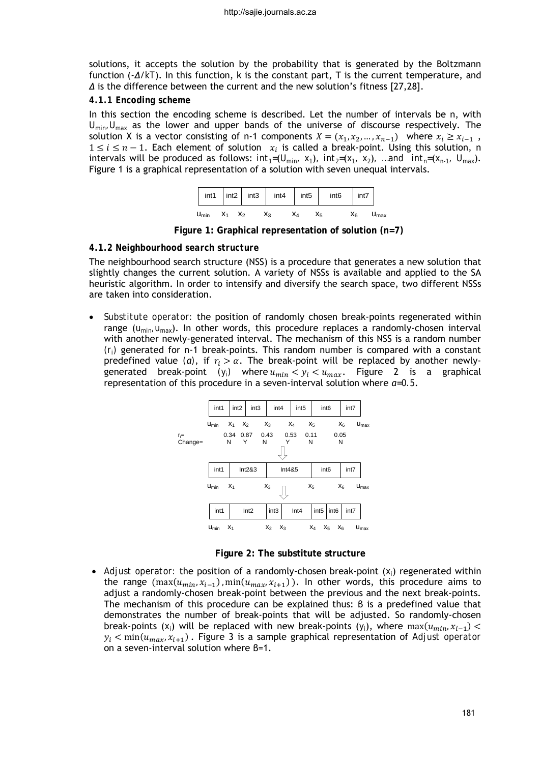solutions, it accepts the solution by the probability that is generated by the Boltzmann function ($-\Delta/kT$). In this function, k is the constant part, T is the current temperature, and $\Delta$ is the difference between the current and the new solution's fitness [27,28].

#### 4.1.1 Encoding scheme

In this section the encoding scheme is described. Let the number of intervals be n, with $U_{min}$, $U_{max}$ as the lower and upper bands of the universe of discourse respectively. The solution X is a vector consisting of n-1 components $X = (x_1, x_2, \ldots, x_{n-1})$ where $x_i \geq x_{i-1}$, $1 \leq i \leq n-1$. Each element of solution $x_i$ is called a break-point. Using this solution, n intervals will be produced as follows: $int_1=(U_{min}, x_1)$, $int_2=(x_1, x_2)$, …and $int_n=(x_{n-1}, U_{max})$. Figure 1 is a graphical representation of a solution with seven unequal intervals.

| int1 | int2 | int3 | int4 | int5 | int6 | int7 |
|---|---|---|---|---|---|---|

$u_{min}$ $x_1$ $x_2$ $x_3$ $x_4$ $x_5$ $x_6$ $u_{max}$

**Figure 1: Graphical representation of solution (n=7)**

#### 4.1.2 Neighbourhood search structure

The neighbourhood search structure (NSS) is a procedure that generates a new solution that slightly changes the current solution. A variety of NSSs is available and applied to the SA heuristic algorithm. In order to intensify and diversify the search space, two different NSSs are taken into consideration.

- *Substitute operator*: the position of randomly chosen break-points regenerated within range ($u_{min}$, $u_{max}$). In other words, this procedure replaces a randomly-chosen interval with another newly-generated interval. The mechanism of this NSS is a random number ($r_i$) generated for n-1 break-points. This random number is compared with a constant predefined value ($\alpha$), if $r_i > \alpha$. The break-point will be replaced by another newly-generated break-point ($y_i$) where $u_{min} < y_i < u_{max}$. Figure 2 is a graphical representation of this procedure in a seven-interval solution where $\alpha$=0.5.

| int1 | int2 | int3 | int4 | int5 | int6 | int7 |
|---|---|---|---|---|---|---|

$u_{min}$ $x_1$ $x_2$ $x_3$ $x_4$ $x_5$ $x_6$ $u_{max}$

| | $x_1$ | $x_2$ | $x_3$ | $x_4$ | $x_5$ | $x_6$ |
|---|---|---|---|---|---|---|
| $r_i$= | 0.34 | 0.87 | 0.43 | 0.53 | 0.11 | 0.05 |
| Change= | N | Y | N | Y | N | N |

⇩

| int1 | Int2&3 | Int4&5 | int6 | int7 |
|---|---|---|---|---|

$u_{min}$ $x_1$ $x_3$ $x_5$ $x_6$ $u_{max}$

⇩

| int1 | Int2 | int3 | Int4 | int5 | int6 | int7 |
|---|---|---|---|---|---|---|

$u_{min}$ $x_1$ $x_2$ $x_3$ $x_4$ $x_5$ $x_6$ $u_{max}$

**Figure 2: The substitute structure**

- *Adjust operator*: the position of a randomly-chosen break-point ($x_i$) regenerated within the range $(\max(u_{min}, x_{i-1}), \min(u_{max}, x_{i+1}))$. In other words, this procedure aims to adjust a randomly-chosen break-point between the previous and the next break-points. The mechanism of this procedure can be explained thus: β is a predefined value that demonstrates the number of break-points that will be adjusted. So randomly-chosen break-points ($x_i$) will be replaced with new break-points ($y_i$), where $\max(u_{min}, x_{i-1}) < y_i < \min(u_{max}, x_{i+1})$. Figure 3 is a sample graphical representation of *Adjust operator* on a seven-interval solution where β=1.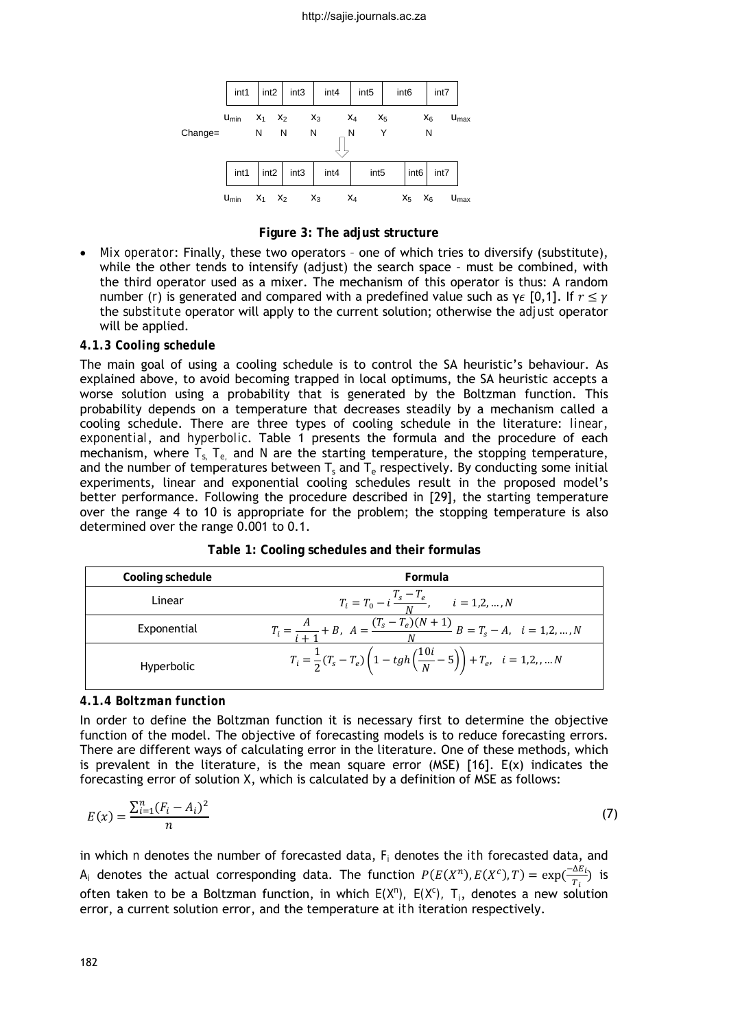| int1 | int2 | int3 | int4 | int5 | int6 | int7 |
|---|---|---|---|---|---|---|

$u_{min}$ $x_1$ $x_2$ $x_3$ $x_4$ $x_5$ $x_6$ $u_{max}$

Change= N N N N Y N

| int1 | int2 | int3 | int4 | int5 | int6 | int7 |
|---|---|---|---|---|---|---|

$u_{min}$ $x_1$ $x_2$ $x_3$ $x_4$ $x_5$ $x_6$ $u_{max}$

**Figure 3: The adjust structure**

- *Mix operator*: Finally, these two operators – one of which tries to diversify (substitute), while the other tends to intensify (adjust) the search space – must be combined, with the third operator used as a mixer. The mechanism of this operator is thus: A random number (r) is generated and compared with a predefined value such as $\gamma \epsilon$ [0,1]. If $r \leq \gamma$ the *substitute* operator will apply to the current solution; otherwise the *adjust* operator will be applied.

#### 4.1.3 Cooling schedule

The main goal of using a cooling schedule is to control the SA heuristic's behaviour. As explained above, to avoid becoming trapped in local optimums, the SA heuristic accepts a worse solution using a probability that is generated by the Boltzman function. This probability depends on a temperature that decreases steadily by a mechanism called a cooling schedule. There are three types of cooling schedule in the literature: *linear*, *exponential*, and *hyperbolic*. Table 1 presents the formula and the procedure of each mechanism, where $T_s$, $T_e$, and N are the starting temperature, the stopping temperature, and the number of temperatures between $T_s$ and $T_e$ respectively. By conducting some initial experiments, linear and exponential cooling schedules result in the proposed model's better performance. Following the procedure described in [29], the starting temperature over the range 4 to 10 is appropriate for the problem; the stopping temperature is also determined over the range 0.001 to 0.1.

**Table 1: Cooling schedules and their formulas**

| Cooling schedule | Formula |
|---|---|
| Linear | $T_i = T_0 - i\dfrac{T_s - T_e}{N}, \quad i = 1,2,\ldots,N$ |
| Exponential | $T_i = \dfrac{A}{i+1} + B, \;\; A = \dfrac{(T_s - T_e)(N+1)}{N} \;\; B = T_s - A, \quad i = 1,2,\ldots,N$ |
| Hyperbolic | $T_i = \dfrac{1}{2}(T_s - T_e)\left(1 - tgh\left(\dfrac{10i}{N} - 5\right)\right) + T_e, \quad i = 1,2,,\ldots N$ |

#### 4.1.4 Boltzman function

In order to define the Boltzman function it is necessary first to determine the objective function of the model. The objective of forecasting models is to reduce forecasting errors. There are different ways of calculating error in the literature. One of these methods, which is prevalent in the literature, is the mean square error (MSE) [16]. E(x) indicates the forecasting error of solution X, which is calculated by a definition of MSE as follows:

$$E(x) = \frac{\sum_{i=1}^{n}(F_i - A_i)^2}{n} \tag{7}$$

in which n denotes the number of forecasted data, $F_i$ denotes the *ith* forecasted data, and $A_i$ denotes the actual corresponding data. The function $P(E(X^n), E(X^c), T) = \exp(\frac{-\Delta E_i}{T_i})$ is often taken to be a Boltzman function, in which $E(X^n)$, $E(X^c)$, $T_i$, denotes a new solution error, a current solution error, and the temperature at *ith* iteration respectively.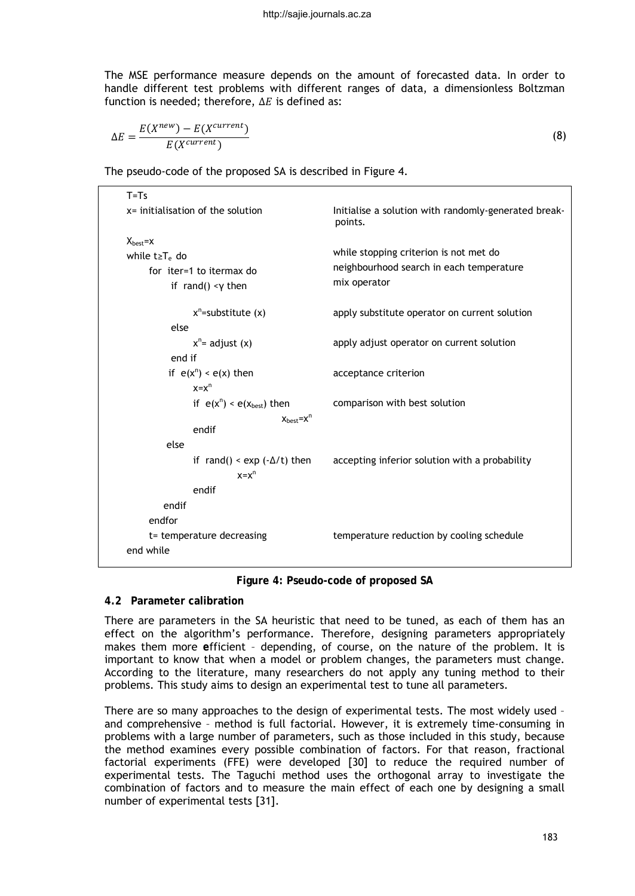The MSE performance measure depends on the amount of forecasted data. In order to handle different test problems with different ranges of data, a dimensionless Boltzman function is needed; therefore, $\Delta E$ is defined as:

$$\Delta E = \frac{E(X^{new}) - E(X^{current})}{E(X^{current})} \tag{8}$$

The pseudo-code of the proposed SA is described in Figure 4.

| | |
|---|---|
| T=Ts | |
| x= initialisation of the solution | Initialise a solution with randomly-generated break-points. |
| $X_{best}$=x | |
| while t≥$T_e$ do | while stopping criterion is not met do |
| for iter=1 to itermax do | neighbourhood search in each temperature |
| if rand() <γ then | mix operator |
| $x^n$=substitute (x) | apply substitute operator on current solution |
| else | |
| $x^n$= adjust (x) | apply adjust operator on current solution |
| end if | |
| if e($x^n$) < e(x) then | acceptance criterion |
| x=$x^n$ | |
| if e($x^n$) < e($x_{best}$) then | comparison with best solution |
| $x_{best}$=$x^n$ | |
| endif | |
| else | |
| if rand() < exp (-Δ/t) then | accepting inferior solution with a probability |
| x=$x^n$ | |
| endif | |
| endif | |
| endfor | |
| t= temperature decreasing | temperature reduction by cooling schedule |
| end while | |

**Figure 4: Pseudo-code of proposed SA**

### 4.2 Parameter calibration

There are parameters in the SA heuristic that need to be tuned, as each of them has an effect on the algorithm's performance. Therefore, designing parameters appropriately makes them more **e**fficient – depending, of course, on the nature of the problem. It is important to know that when a model or problem changes, the parameters must change. According to the literature, many researchers do not apply any tuning method to their problems. This study aims to design an experimental test to tune all parameters.

There are so many approaches to the design of experimental tests. The most widely used – and comprehensive – method is full factorial. However, it is extremely time-consuming in problems with a large number of parameters, such as those included in this study, because the method examines every possible combination of factors. For that reason, fractional factorial experiments (FFE) were developed [30] to reduce the required number of experimental tests. The Taguchi method uses the orthogonal array to investigate the combination of factors and to measure the main effect of each one by designing a small number of experimental tests [31].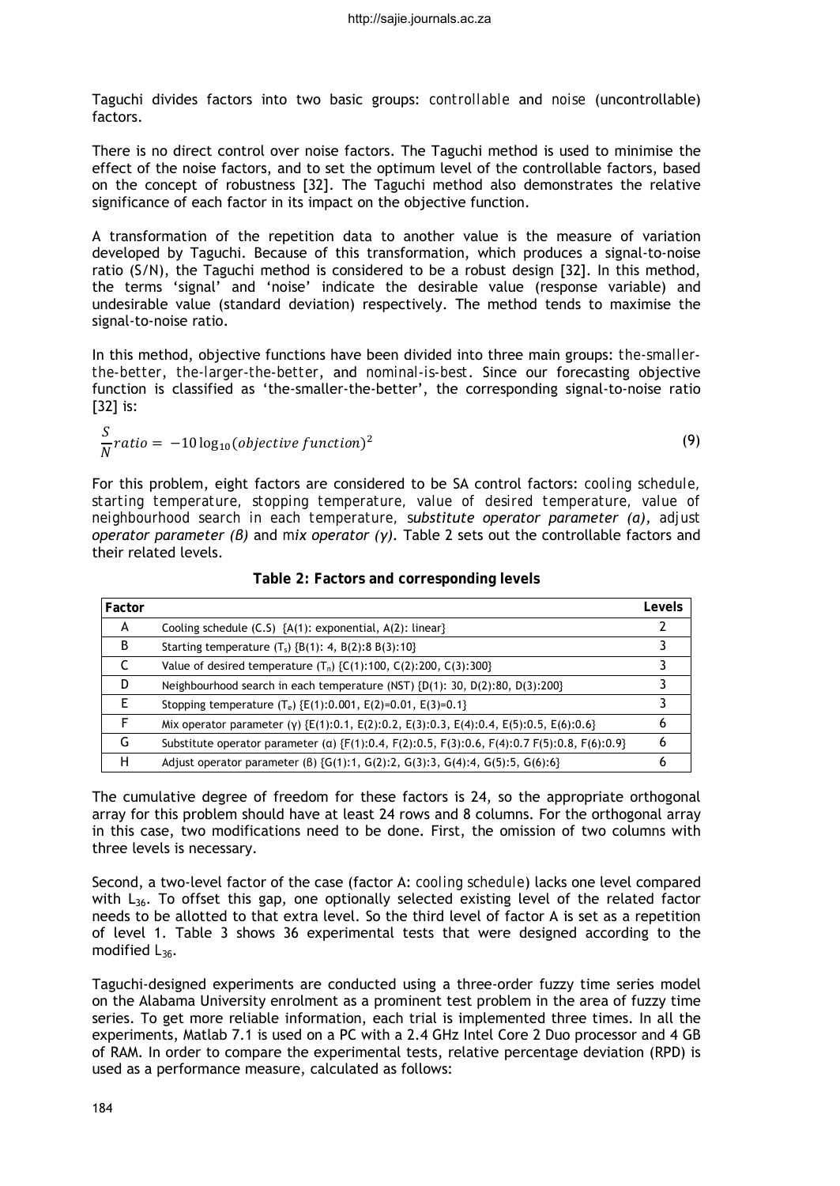Taguchi divides factors into two basic groups: *controllable* and *noise* (uncontrollable) factors.

There is no direct control over noise factors. The Taguchi method is used to minimise the effect of the noise factors, and to set the optimum level of the controllable factors, based on the concept of robustness [32]. The Taguchi method also demonstrates the relative significance of each factor in its impact on the objective function.

A transformation of the repetition data to another value is the measure of variation developed by Taguchi. Because of this transformation, which produces a signal-to-noise ratio (S/N), the Taguchi method is considered to be a robust design [32]. In this method, the terms 'signal' and 'noise' indicate the desirable value (response variable) and undesirable value (standard deviation) respectively. The method tends to maximise the signal-to-noise ratio.

In this method, objective functions have been divided into three main groups: *the-smaller-the-better*, *the-larger-the-better*, and *nominal-is-best*. Since our forecasting objective function is classified as 'the-smaller-the-better', the corresponding signal-to-noise ratio [32] is:

$$\frac{S}{N}ratio = -10\log_{10}(objective\ function)^2 \tag{9}$$

For this problem, eight factors are considered to be SA control factors: *cooling schedule, starting temperature, stopping temperature, value of desired temperature, value of neighbourhood search in each temperature, substitute operator parameter (α)*, *adjust operator parameter (β)* and *mix operator (γ)*. Table 2 sets out the controllable factors and their related levels.

**Table 2: Factors and corresponding levels**

| Factor | | Levels |
|---|---|---|
| A | Cooling schedule (C.S) {A(1): exponential, A(2): linear} | 2 |
| B | Starting temperature ($T_s$) {B(1): 4, B(2):8 B(3):10} | 3 |
| C | Value of desired temperature ($T_n$) {C(1):100, C(2):200, C(3):300} | 3 |
| D | Neighbourhood search in each temperature (NST) {D(1): 30, D(2):80, D(3):200} | 3 |
| E | Stopping temperature ($T_e$) {E(1):0.001, E(2)=0.01, E(3)=0.1} | 3 |
| F | Mix operator parameter (γ) {E(1):0.1, E(2):0.2, E(3):0.3, E(4):0.4, E(5):0.5, E(6):0.6} | 6 |
| G | Substitute operator parameter (α) {F(1):0.4, F(2):0.5, F(3):0.6, F(4):0.7 F(5):0.8, F(6):0.9} | 6 |
| H | Adjust operator parameter (β) {G(1):1, G(2):2, G(3):3, G(4):4, G(5):5, G(6):6} | 6 |

The cumulative degree of freedom for these factors is 24, so the appropriate orthogonal array for this problem should have at least 24 rows and 8 columns. For the orthogonal array in this case, two modifications need to be done. First, the omission of two columns with three levels is necessary.

Second, a two-level factor of the case (factor A: *cooling schedule*) lacks one level compared with $L_{36}$. To offset this gap, one optionally selected existing level of the related factor needs to be allotted to that extra level. So the third level of factor A is set as a repetition of level 1. Table 3 shows 36 experimental tests that were designed according to the modified $L_{36}$.

Taguchi-designed experiments are conducted using a three-order fuzzy time series model on the Alabama University enrolment as a prominent test problem in the area of fuzzy time series. To get more reliable information, each trial is implemented three times. In all the experiments, Matlab 7.1 is used on a PC with a 2.4 GHz Intel Core 2 Duo processor and 4 GB of RAM. In order to compare the experimental tests, relative percentage deviation (RPD) is used as a performance measure, calculated as follows: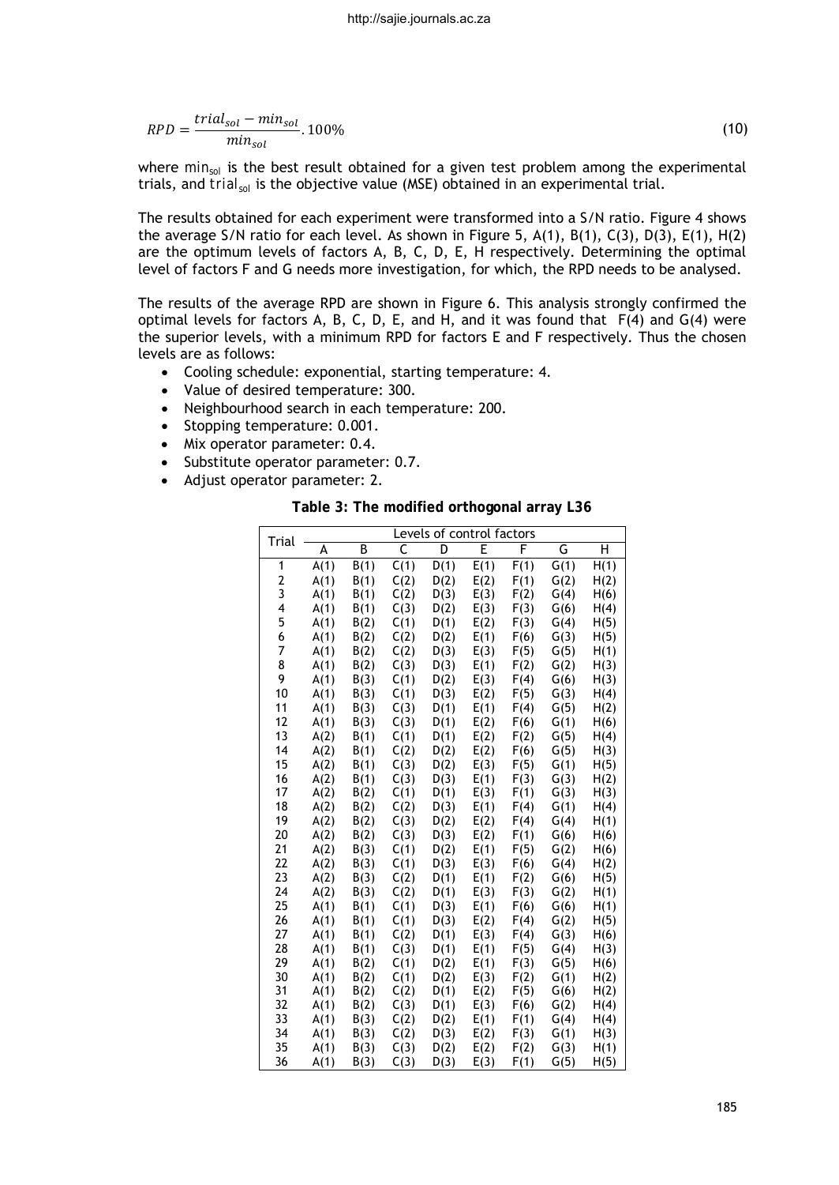$$RPD = \frac{trial_{sol} - min_{sol}}{min_{sol}}.100\% \tag{10}$$

where $min_{sol}$ is the best result obtained for a given test problem among the experimental trials, and $trial_{sol}$ is the objective value (MSE) obtained in an experimental trial.

The results obtained for each experiment were transformed into a S/N ratio. Figure 4 shows the average S/N ratio for each level. As shown in Figure 5, A(1), B(1), C(3), D(3), E(1), H(2) are the optimum levels of factors A, B, C, D, E, H respectively. Determining the optimal level of factors F and G needs more investigation, for which, the RPD needs to be analysed.

The results of the average RPD are shown in Figure 6. This analysis strongly confirmed the optimal levels for factors A, B, C, D, E, and H, and it was found that F(4) and G(4) were the superior levels, with a minimum RPD for factors E and F respectively. Thus the chosen levels are as follows:

- Cooling schedule: exponential, starting temperature: 4.
- Value of desired temperature: 300.
- Neighbourhood search in each temperature: 200.
- Stopping temperature: 0.001.
- Mix operator parameter: 0.4.
- Substitute operator parameter: 0.7.
- Adjust operator parameter: 2.

**Table 3: The modified orthogonal array L36**

| Trial | Levels of control factors | | | | | | | |
|---|---|---|---|---|---|---|---|---|
| | A | B | C | D | E | F | G | H |
| 1 | A(1) | B(1) | C(1) | D(1) | E(1) | F(1) | G(1) | H(1) |
| 2 | A(1) | B(1) | C(2) | D(2) | E(2) | F(1) | G(2) | H(2) |
| 3 | A(1) | B(1) | C(2) | D(3) | E(3) | F(2) | G(4) | H(6) |
| 4 | A(1) | B(1) | C(3) | D(2) | E(3) | F(3) | G(6) | H(4) |
| 5 | A(1) | B(2) | C(1) | D(1) | E(2) | F(3) | G(4) | H(5) |
| 6 | A(1) | B(2) | C(2) | D(2) | E(1) | F(6) | G(3) | H(5) |
| 7 | A(1) | B(2) | C(2) | D(3) | E(3) | F(5) | G(5) | H(1) |
| 8 | A(1) | B(2) | C(3) | D(3) | E(1) | F(2) | G(2) | H(3) |
| 9 | A(1) | B(3) | C(1) | D(2) | E(3) | F(4) | G(6) | H(3) |
| 10 | A(1) | B(3) | C(1) | D(3) | E(2) | F(5) | G(3) | H(4) |
| 11 | A(1) | B(3) | C(3) | D(1) | E(1) | F(4) | G(5) | H(2) |
| 12 | A(1) | B(3) | C(3) | D(1) | E(2) | F(6) | G(1) | H(6) |
| 13 | A(2) | B(1) | C(1) | D(1) | E(2) | F(2) | G(5) | H(4) |
| 14 | A(2) | B(1) | C(2) | D(2) | E(2) | F(6) | G(5) | H(3) |
| 15 | A(2) | B(1) | C(3) | D(2) | E(3) | F(5) | G(1) | H(5) |
| 16 | A(2) | B(1) | C(3) | D(3) | E(1) | F(3) | G(3) | H(2) |
| 17 | A(2) | B(2) | C(1) | D(1) | E(3) | F(1) | G(3) | H(3) |
| 18 | A(2) | B(2) | C(2) | D(3) | E(1) | F(4) | G(1) | H(4) |
| 19 | A(2) | B(2) | C(3) | D(2) | E(2) | F(4) | G(4) | H(1) |
| 20 | A(2) | B(2) | C(3) | D(3) | E(2) | F(1) | G(6) | H(6) |
| 21 | A(2) | B(3) | C(1) | D(2) | E(1) | F(5) | G(2) | H(6) |
| 22 | A(2) | B(3) | C(1) | D(3) | E(3) | F(6) | G(4) | H(2) |
| 23 | A(2) | B(3) | C(2) | D(1) | E(1) | F(2) | G(6) | H(5) |
| 24 | A(2) | B(3) | C(2) | D(1) | E(3) | F(3) | G(2) | H(1) |
| 25 | A(1) | B(1) | C(1) | D(3) | E(1) | F(6) | G(6) | H(1) |
| 26 | A(1) | B(1) | C(1) | D(3) | E(2) | F(4) | G(2) | H(5) |
| 27 | A(1) | B(1) | C(2) | D(1) | E(3) | F(4) | G(3) | H(6) |
| 28 | A(1) | B(1) | C(3) | D(1) | E(1) | F(5) | G(4) | H(3) |
| 29 | A(1) | B(2) | C(1) | D(2) | E(1) | F(3) | G(5) | H(6) |
| 30 | A(1) | B(2) | C(1) | D(2) | E(3) | F(2) | G(1) | H(2) |
| 31 | A(1) | B(2) | C(2) | D(1) | E(2) | F(5) | G(6) | H(2) |
| 32 | A(1) | B(2) | C(3) | D(1) | E(3) | F(6) | G(2) | H(4) |
| 33 | A(1) | B(3) | C(2) | D(2) | E(1) | F(1) | G(4) | H(4) |
| 34 | A(1) | B(3) | C(2) | D(3) | E(2) | F(3) | G(1) | H(3) |
| 35 | A(1) | B(3) | C(3) | D(2) | E(2) | F(2) | G(3) | H(1) |
| 36 | A(1) | B(3) | C(3) | D(3) | E(3) | F(1) | G(5) | H(5) |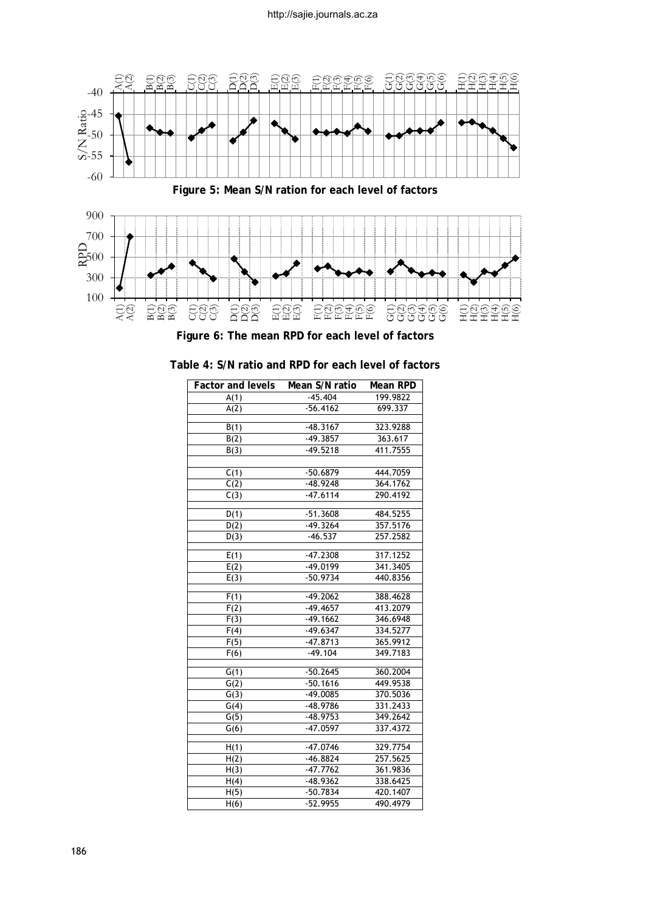**Figure 5: Mean S/N ration for each level of factors**

**Figure 6: The mean RPD for each level of factors**

**Table 4: S/N ratio and RPD for each level of factors**

| Factor and levels | Mean S/N ratio | Mean RPD |
|---|---|---|
| A(1) | -45.404 | 199.9822 |
| A(2) | -56.4162 | 699.337 |
| | | |
| B(1) | -48.3167 | 323.9288 |
| B(2) | -49.3857 | 363.617 |
| B(3) | -49.5218 | 411.7555 |
| | | |
| C(1) | -50.6879 | 444.7059 |
| C(2) | -48.9248 | 364.1762 |
| C(3) | -47.6114 | 290.4192 |
| | | |
| D(1) | -51.3608 | 484.5255 |
| D(2) | -49.3264 | 357.5176 |
| D(3) | -46.537 | 257.2582 |
| | | |
| E(1) | -47.2308 | 317.1252 |
| E(2) | -49.0199 | 341.3405 |
| E(3) | -50.9734 | 440.8356 |
| | | |
| F(1) | -49.2062 | 388.4628 |
| F(2) | -49.4657 | 413.2079 |
| F(3) | -49.1662 | 346.6948 |
| F(4) | -49.6347 | 334.5277 |
| F(5) | -47.8713 | 365.9912 |
| F(6) | -49.104 | 349.7183 |
| | | |
| G(1) | -50.2645 | 360.2004 |
| G(2) | -50.1616 | 449.9538 |
| G(3) | -49.0085 | 370.5036 |
| G(4) | -48.9786 | 331.2433 |
| G(5) | -48.9753 | 349.2642 |
| G(6) | -47.0597 | 337.4372 |
| | | |
| H(1) | -47.0746 | 329.7754 |
| H(2) | -46.8824 | 257.5625 |
| H(3) | -47.7762 | 361.9836 |
| H(4) | -48.9362 | 338.6425 |
| H(5) | -50.7834 | 420.1407 |
| H(6) | -52.9955 | 490.4979 |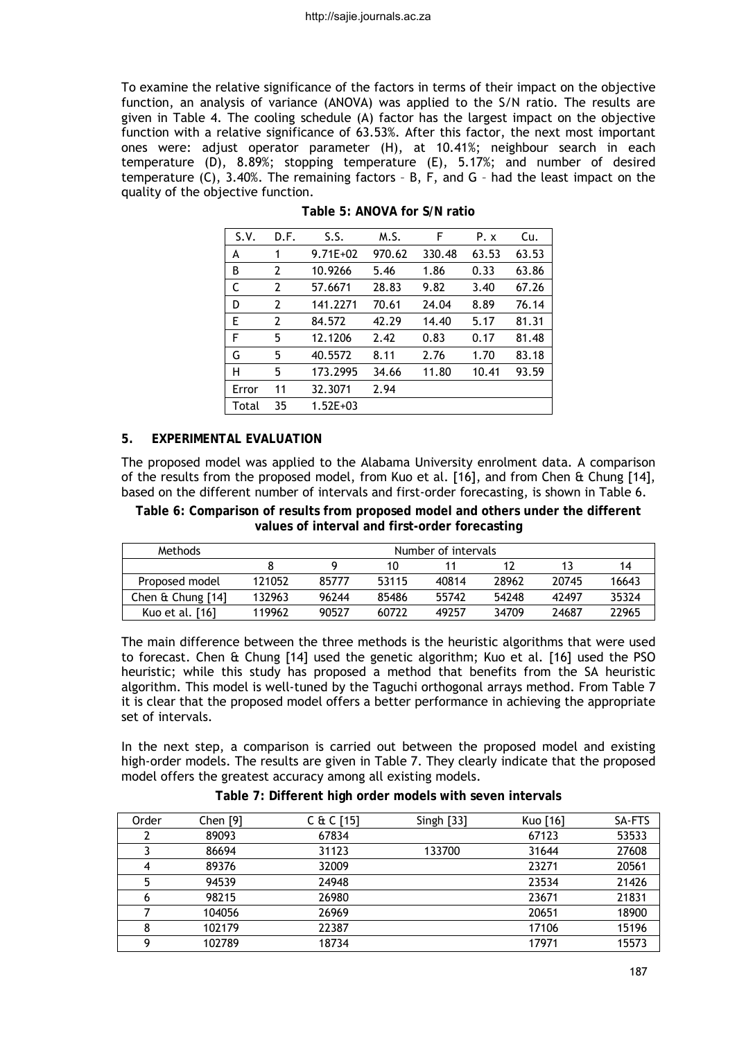To examine the relative significance of the factors in terms of their impact on the objective function, an analysis of variance (ANOVA) was applied to the S/N ratio. The results are given in Table 4. The cooling schedule (A) factor has the largest impact on the objective function with a relative significance of 63.53%. After this factor, the next most important ones were: adjust operator parameter (H), at 10.41%; neighbour search in each temperature (D), 8.89%; stopping temperature (E), 5.17%; and number of desired temperature (C), 3.40%. The remaining factors – B, F, and G – had the least impact on the quality of the objective function.

**Table 5: ANOVA for S/N ratio**

| S.V. | D.F. | S.S. | M.S. | F | P. x | Cu. |
|---|---|---|---|---|---|---|
| A | 1 | 9.71E+02 | 970.62 | 330.48 | 63.53 | 63.53 |
| B | 2 | 10.9266 | 5.46 | 1.86 | 0.33 | 63.86 |
| C | 2 | 57.6671 | 28.83 | 9.82 | 3.40 | 67.26 |
| D | 2 | 141.2271 | 70.61 | 24.04 | 8.89 | 76.14 |
| E | 2 | 84.572 | 42.29 | 14.40 | 5.17 | 81.31 |
| F | 5 | 12.1206 | 2.42 | 0.83 | 0.17 | 81.48 |
| G | 5 | 40.5572 | 8.11 | 2.76 | 1.70 | 83.18 |
| H | 5 | 173.2995 | 34.66 | 11.80 | 10.41 | 93.59 |
| Error | 11 | 32.3071 | 2.94 | | | |
| Total | 35 | 1.52E+03 | | | | |

## 5. EXPERIMENTAL EVALUATION

The proposed model was applied to the Alabama University enrolment data. A comparison of the results from the proposed model, from Kuo et al. [16], and from Chen & Chung [14], based on the different number of intervals and first-order forecasting, is shown in Table 6.

**Table 6: Comparison of results from proposed model and others under the different values of interval and first-order forecasting**

| Methods | Number of intervals | | | | | | |
|---|---|---|---|---|---|---|---|
| | 8 | 9 | 10 | 11 | 12 | 13 | 14 |
| Proposed model | 121052 | 85777 | 53115 | 40814 | 28962 | 20745 | 16643 |
| Chen & Chung [14] | 132963 | 96244 | 85486 | 55742 | 54248 | 42497 | 35324 |
| Kuo et al. [16] | 119962 | 90527 | 60722 | 49257 | 34709 | 24687 | 22965 |

The main difference between the three methods is the heuristic algorithms that were used to forecast. Chen & Chung [14] used the genetic algorithm; Kuo et al. [16] used the PSO heuristic; while this study has proposed a method that benefits from the SA heuristic algorithm. This model is well-tuned by the Taguchi orthogonal arrays method. From Table 7 it is clear that the proposed model offers a better performance in achieving the appropriate set of intervals.

In the next step, a comparison is carried out between the proposed model and existing high-order models. The results are given in Table 7. They clearly indicate that the proposed model offers the greatest accuracy among all existing models.

**Table 7: Different high order models with seven intervals**

| Order | Chen [9] | C & C [15] | Singh [33] | Kuo [16] | SA-FTS |
|---|---|---|---|---|---|
| 2 | 89093 | 67834 | | 67123 | 53533 |
| 3 | 86694 | 31123 | 133700 | 31644 | 27608 |
| 4 | 89376 | 32009 | | 23271 | 20561 |
| 5 | 94539 | 24948 | | 23534 | 21426 |
| 6 | 98215 | 26980 | | 23671 | 21831 |
| 7 | 104056 | 26969 | | 20651 | 18900 |
| 8 | 102179 | 22387 | | 17106 | 15196 |
| 9 | 102789 | 18734 | | 17971 | 15573 |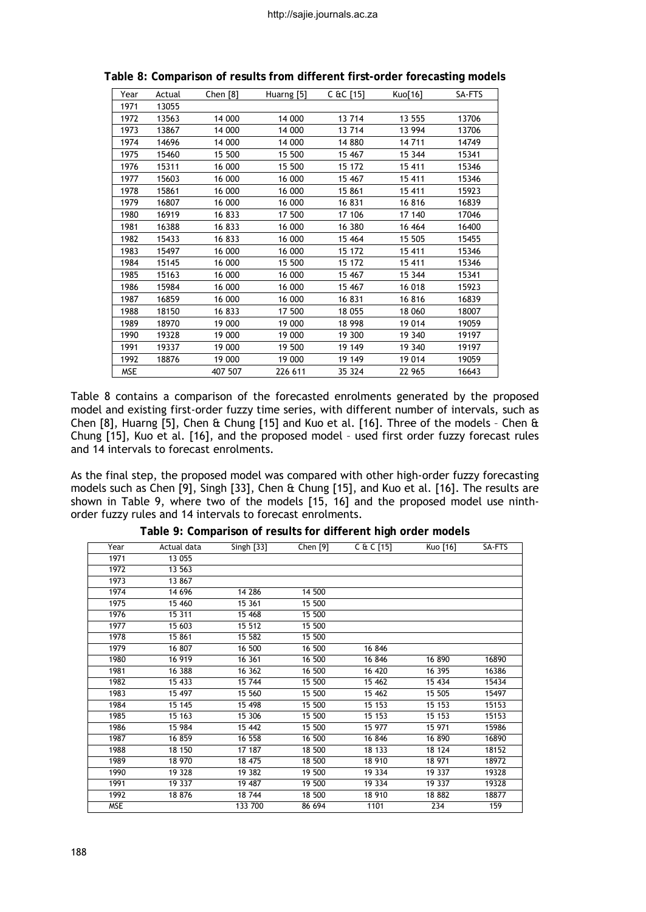**Table 8: Comparison of results from different first-order forecasting models**

| Year | Actual | Chen [8] | Huarng [5] | C &C [15] | Kuo[16] | SA-FTS |
|---|---|---|---|---|---|---|
| 1971 | 13055 | | | | | |
| 1972 | 13563 | 14 000 | 14 000 | 13 714 | 13 555 | 13706 |
| 1973 | 13867 | 14 000 | 14 000 | 13 714 | 13 994 | 13706 |
| 1974 | 14696 | 14 000 | 14 000 | 14 880 | 14 711 | 14749 |
| 1975 | 15460 | 15 500 | 15 500 | 15 467 | 15 344 | 15341 |
| 1976 | 15311 | 16 000 | 15 500 | 15 172 | 15 411 | 15346 |
| 1977 | 15603 | 16 000 | 16 000 | 15 467 | 15 411 | 15346 |
| 1978 | 15861 | 16 000 | 16 000 | 15 861 | 15 411 | 15923 |
| 1979 | 16807 | 16 000 | 16 000 | 16 831 | 16 816 | 16839 |
| 1980 | 16919 | 16 833 | 17 500 | 17 106 | 17 140 | 17046 |
| 1981 | 16388 | 16 833 | 16 000 | 16 380 | 16 464 | 16400 |
| 1982 | 15433 | 16 833 | 16 000 | 15 464 | 15 505 | 15455 |
| 1983 | 15497 | 16 000 | 16 000 | 15 172 | 15 411 | 15346 |
| 1984 | 15145 | 16 000 | 15 500 | 15 172 | 15 411 | 15346 |
| 1985 | 15163 | 16 000 | 16 000 | 15 467 | 15 344 | 15341 |
| 1986 | 15984 | 16 000 | 16 000 | 15 467 | 16 018 | 15923 |
| 1987 | 16859 | 16 000 | 16 000 | 16 831 | 16 816 | 16839 |
| 1988 | 18150 | 16 833 | 17 500 | 18 055 | 18 060 | 18007 |
| 1989 | 18970 | 19 000 | 19 000 | 18 998 | 19 014 | 19059 |
| 1990 | 19328 | 19 000 | 19 000 | 19 300 | 19 340 | 19197 |
| 1991 | 19337 | 19 000 | 19 500 | 19 149 | 19 340 | 19197 |
| 1992 | 18876 | 19 000 | 19 000 | 19 149 | 19 014 | 19059 |
| MSE | | 407 507 | 226 611 | 35 324 | 22 965 | 16643 |

Table 8 contains a comparison of the forecasted enrolments generated by the proposed model and existing first-order fuzzy time series, with different number of intervals, such as Chen [8], Huarng [5], Chen & Chung [15] and Kuo et al. [16]. Three of the models – Chen & Chung [15], Kuo et al. [16], and the proposed model – used first order fuzzy forecast rules and 14 intervals to forecast enrolments.

As the final step, the proposed model was compared with other high-order fuzzy forecasting models such as Chen [9], Singh [33], Chen & Chung [15], and Kuo et al. [16]. The results are shown in Table 9, where two of the models [15, 16] and the proposed model use ninth-order fuzzy rules and 14 intervals to forecast enrolments.

**Table 9: Comparison of results for different high order models**

| Year | Actual data | Singh [33] | Chen [9] | C & C [15] | Kuo [16] | SA-FTS |
|---|---|---|---|---|---|---|
| 1971 | 13 055 | | | | | |
| 1972 | 13 563 | | | | | |
| 1973 | 13 867 | | | | | |
| 1974 | 14 696 | 14 286 | 14 500 | | | |
| 1975 | 15 460 | 15 361 | 15 500 | | | |
| 1976 | 15 311 | 15 468 | 15 500 | | | |
| 1977 | 15 603 | 15 512 | 15 500 | | | |
| 1978 | 15 861 | 15 582 | 15 500 | | | |
| 1979 | 16 807 | 16 500 | 16 500 | 16 846 | | |
| 1980 | 16 919 | 16 361 | 16 500 | 16 846 | 16 890 | 16890 |
| 1981 | 16 388 | 16 362 | 16 500 | 16 420 | 16 395 | 16386 |
| 1982 | 15 433 | 15 744 | 15 500 | 15 462 | 15 434 | 15434 |
| 1983 | 15 497 | 15 560 | 15 500 | 15 462 | 15 505 | 15497 |
| 1984 | 15 145 | 15 498 | 15 500 | 15 153 | 15 153 | 15153 |
| 1985 | 15 163 | 15 306 | 15 500 | 15 153 | 15 153 | 15153 |
| 1986 | 15 984 | 15 442 | 15 500 | 15 977 | 15 971 | 15986 |
| 1987 | 16 859 | 16 558 | 16 500 | 16 846 | 16 890 | 16890 |
| 1988 | 18 150 | 17 187 | 18 500 | 18 133 | 18 124 | 18152 |
| 1989 | 18 970 | 18 475 | 18 500 | 18 910 | 18 971 | 18972 |
| 1990 | 19 328 | 19 382 | 19 500 | 19 334 | 19 337 | 19328 |
| 1991 | 19 337 | 19 487 | 19 500 | 19 334 | 19 337 | 19328 |
| 1992 | 18 876 | 18 744 | 18 500 | 18 910 | 18 882 | 18877 |
| MSE | | 133 700 | 86 694 | 1101 | 234 | 159 |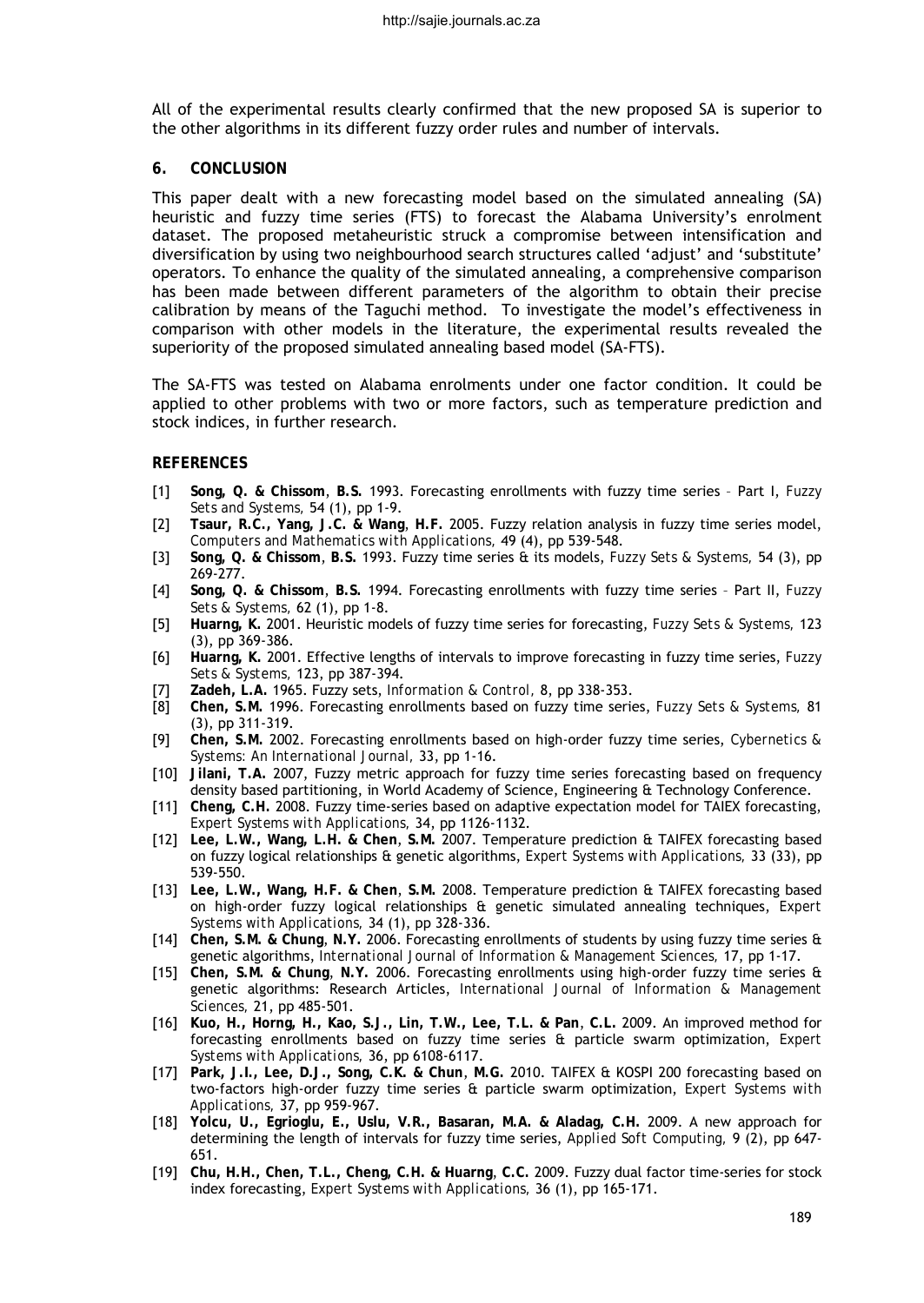All of the experimental results clearly confirmed that the new proposed SA is superior to the other algorithms in its different fuzzy order rules and number of intervals.

## 6. CONCLUSION

This paper dealt with a new forecasting model based on the simulated annealing (SA) heuristic and fuzzy time series (FTS) to forecast the Alabama University's enrolment dataset. The proposed metaheuristic struck a compromise between intensification and diversification by using two neighbourhood search structures called 'adjust' and 'substitute' operators. To enhance the quality of the simulated annealing, a comprehensive comparison has been made between different parameters of the algorithm to obtain their precise calibration by means of the Taguchi method. To investigate the model's effectiveness in comparison with other models in the literature, the experimental results revealed the superiority of the proposed simulated annealing based model (SA-FTS).

The SA-FTS was tested on Alabama enrolments under one factor condition. It could be applied to other problems with two or more factors, such as temperature prediction and stock indices, in further research.

## REFERENCES

[1] **Song, Q. & Chissom**, **B.S.** 1993. Forecasting enrollments with fuzzy time series – Part I, *Fuzzy Sets and Systems*, 54 (1), pp 1-9.

[2] **Tsaur, R.C., Yang, J.C. & Wang**, **H.F.** 2005. Fuzzy relation analysis in fuzzy time series model, *Computers and Mathematics with Applications*, 49 (4), pp 539-548.

[3] **Song, Q. & Chissom**, **B.S.** 1993. Fuzzy time series & its models, *Fuzzy Sets & Systems*, 54 (3), pp 269-277.

[4] **Song, Q. & Chissom**, **B.S.** 1994. Forecasting enrollments with fuzzy time series – Part II, *Fuzzy Sets & Systems*, 62 (1), pp 1-8.

[5] **Huarng, K.** 2001. Heuristic models of fuzzy time series for forecasting, *Fuzzy Sets & Systems*, 123 (3), pp 369-386.

[6] **Huarng, K.** 2001. Effective lengths of intervals to improve forecasting in fuzzy time series, *Fuzzy Sets & Systems*, 123, pp 387-394.

[7] **Zadeh, L.A.** 1965. Fuzzy sets, *Information & Control*, 8, pp 338-353.

[8] **Chen, S.M.** 1996. Forecasting enrollments based on fuzzy time series, *Fuzzy Sets & Systems*, 81 (3), pp 311-319.

[9] **Chen, S.M.** 2002. Forecasting enrollments based on high-order fuzzy time series, *Cybernetics & Systems: An International Journal*, 33, pp 1-16.

[10] **Jilani, T.A.** 2007, Fuzzy metric approach for fuzzy time series forecasting based on frequency density based partitioning, in World Academy of Science, Engineering & Technology Conference.

[11] **Cheng, C.H.** 2008. Fuzzy time-series based on adaptive expectation model for TAIEX forecasting, *Expert Systems with Applications*, 34, pp 1126-1132.

[12] **Lee, L.W., Wang, L.H. & Chen**, **S.M.** 2007. Temperature prediction & TAIFEX forecasting based on fuzzy logical relationships & genetic algorithms, *Expert Systems with Applications*, 33 (33), pp 539-550.

[13] **Lee, L.W., Wang, H.F. & Chen**, **S.M.** 2008. Temperature prediction & TAIFEX forecasting based on high-order fuzzy logical relationships & genetic simulated annealing techniques, *Expert Systems with Applications*, 34 (1), pp 328-336.

[14] **Chen, S.M. & Chung**, **N.Y.** 2006. Forecasting enrollments of students by using fuzzy time series & genetic algorithms, *International Journal of Information & Management Sciences*, 17, pp 1-17.

[15] **Chen, S.M. & Chung**, **N.Y.** 2006. Forecasting enrollments using high-order fuzzy time series & genetic algorithms: Research Articles, *International Journal of Information & Management Sciences*, 21, pp 485-501.

[16] **Kuo, H., Horng, H., Kao, S.J., Lin, T.W., Lee, T.L. & Pan**, **C.L.** 2009. An improved method for forecasting enrollments based on fuzzy time series & particle swarm optimization, *Expert Systems with Applications*, 36, pp 6108-6117.

[17] **Park, J.I., Lee, D.J., Song, C.K. & Chun**, **M.G.** 2010. TAIFEX & KOSPI 200 forecasting based on two-factors high-order fuzzy time series & particle swarm optimization, *Expert Systems with Applications*, 37, pp 959-967.

[18] **Yolcu, U., Egrioglu, E., Uslu, V.R., Basaran, M.A. & Aladag, C.H.** 2009. A new approach for determining the length of intervals for fuzzy time series, *Applied Soft Computing*, 9 (2), pp 647-651.

[19] **Chu, H.H., Chen, T.L., Cheng, C.H. & Huarng**, **C.C.** 2009. Fuzzy dual factor time-series for stock index forecasting, *Expert Systems with Applications*, 36 (1), pp 165-171.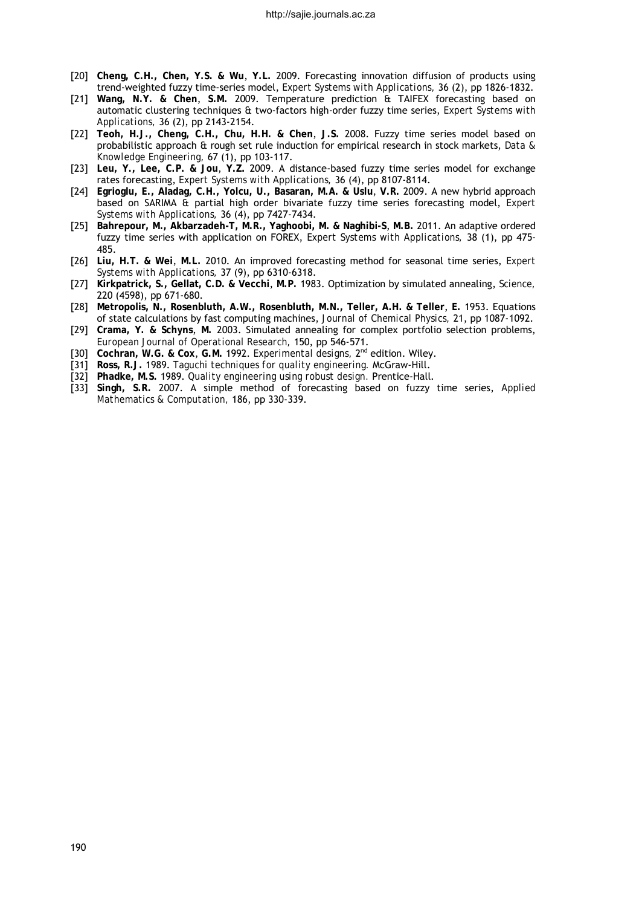[20] **Cheng, C.H., Chen, Y.S. & Wu**, **Y.L.** 2009. Forecasting innovation diffusion of products using trend-weighted fuzzy time-series model, *Expert Systems with Applications,* 36 (2), pp 1826-1832.

[21] **Wang, N.Y. & Chen**, **S.M.** 2009. Temperature prediction & TAIFEX forecasting based on automatic clustering techniques & two-factors high-order fuzzy time series, *Expert Systems with Applications,* 36 (2), pp 2143-2154.

[22] **Teoh, H.J., Cheng, C.H., Chu, H.H. & Chen**, **J.S.** 2008. Fuzzy time series model based on probabilistic approach & rough set rule induction for empirical research in stock markets, *Data & Knowledge Engineering,* 67 (1), pp 103-117.

[23] **Leu, Y., Lee, C.P. & Jou**, **Y.Z.** 2009. A distance-based fuzzy time series model for exchange rates forecasting, *Expert Systems with Applications,* 36 (4), pp 8107-8114.

[24] **Egrioglu, E., Aladag, C.H., Yolcu, U., Basaran, M.A. & Uslu**, **V.R.** 2009. A new hybrid approach based on SARIMA & partial high order bivariate fuzzy time series forecasting model, *Expert Systems with Applications,* 36 (4), pp 7427-7434.

[25] **Bahrepour, M., Akbarzadeh-T, M.R., Yaghoobi, M. & Naghibi-S**, **M.B.** 2011. An adaptive ordered fuzzy time series with application on FOREX, *Expert Systems with Applications,* 38 (1), pp 475-485.

[26] **Liu, H.T. & Wei**, **M.L.** 2010. An improved forecasting method for seasonal time series, *Expert Systems with Applications,* 37 (9), pp 6310-6318.

[27] **Kirkpatrick, S., Gellat, C.D. & Vecchi**, **M.P.** 1983. Optimization by simulated annealing, *Science,* 220 (4598), pp 671-680.

[28] **Metropolis, N., Rosenbluth, A.W., Rosenbluth, M.N., Teller, A.H. & Teller**, **E.** 1953. Equations of state calculations by fast computing machines, *Journal of Chemical Physics,* 21, pp 1087-1092.

[29] **Crama, Y. & Schyns**, **M.** 2003. Simulated annealing for complex portfolio selection problems, *European Journal of Operational Research,* 150, pp 546-571.

[30] **Cochran, W.G. & Cox**, **G.M.** 1992. *Experimental designs,* 2nd edition. Wiley.

[31] **Ross, R.J.** 1989. *Taguchi techniques for quality engineering.* McGraw-Hill.

[32] **Phadke, M.S.** 1989. *Quality engineering using robust design.* Prentice-Hall.

[33] **Singh, S.R.** 2007. A simple method of forecasting based on fuzzy time series, *Applied Mathematics & Computation,* 186, pp 330-339.